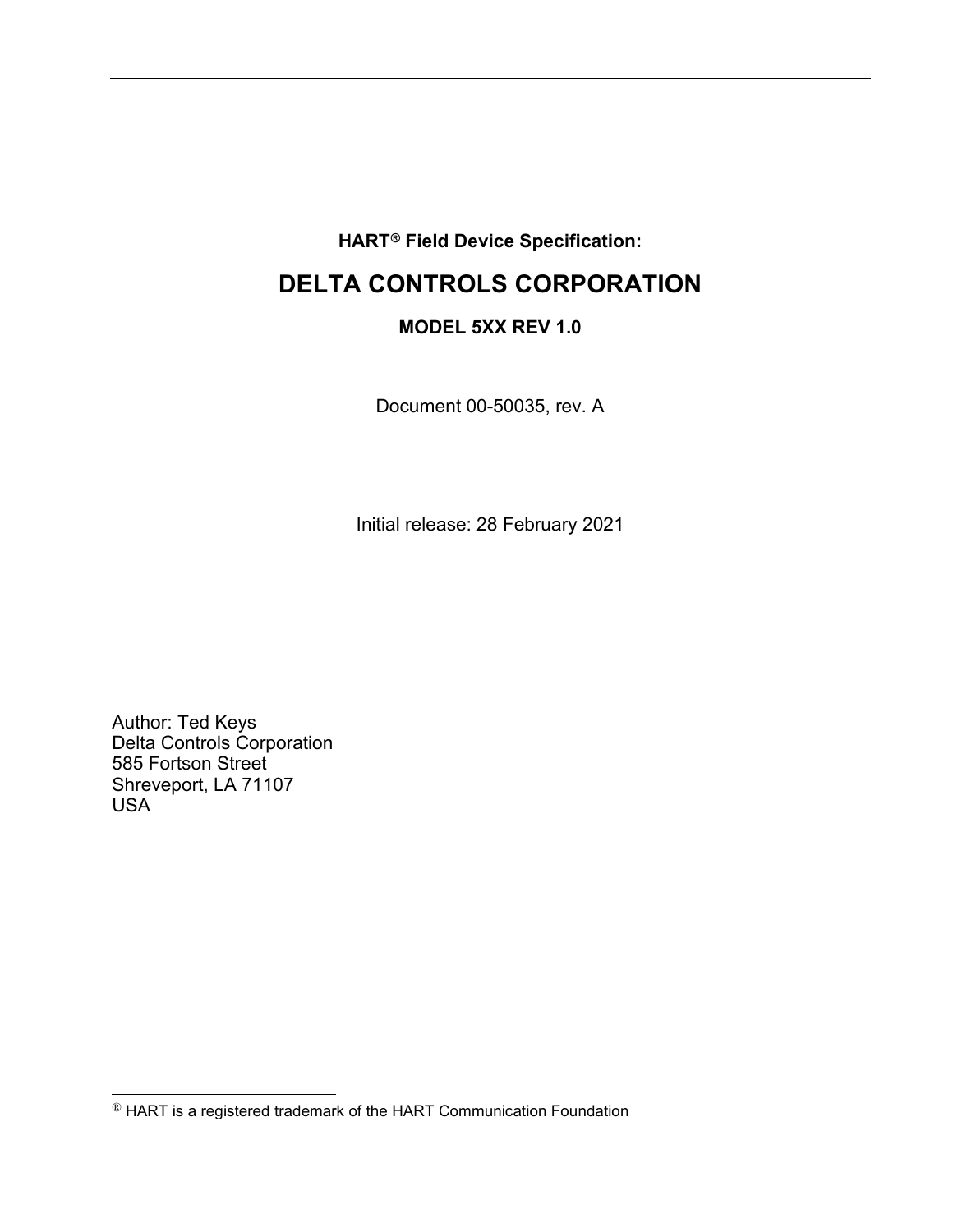**HART® Field Device Specification:**

# DELTA CONTROLS CORPORATION

**MODEL 5XX REV 1.0**

Document 00-50035, rev. A

Initial release: 28 February 2021

Author: Ted Keys
Delta Controls Corporation
585 Fortson Street
Shreveport, LA 71107
USA

---

® HART is a registered trademark of the HART Communication Foundation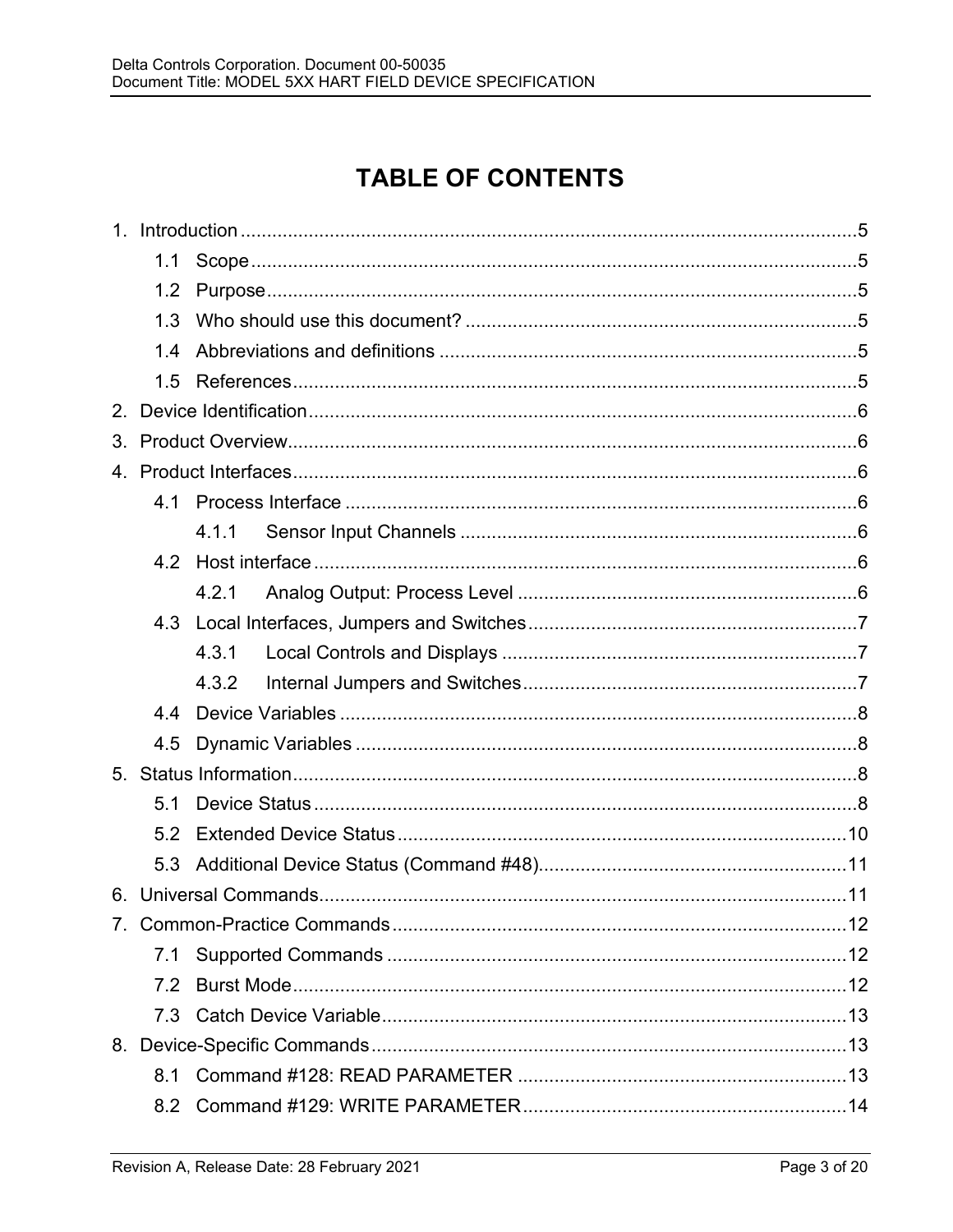# TABLE OF CONTENTS

1. Introduction ....................................................................................................5
   - 1.1 Scope ....................................................................................................5
   - 1.2 Purpose ....................................................................................................5
   - 1.3 Who should use this document? ....................................................................5
   - 1.4 Abbreviations and definitions ........................................................................5
   - 1.5 References ....................................................................................................5
2. Device Identification ....................................................................................................6
3. Product Overview ....................................................................................................6
4. Product Interfaces ....................................................................................................6
   - 4.1 Process Interface ....................................................................................................6
     - 4.1.1 Sensor Input Channels ....................................................................................6
   - 4.2 Host interface ....................................................................................................6
     - 4.2.1 Analog Output: Process Level ........................................................................6
   - 4.3 Local Interfaces, Jumpers and Switches ........................................................7
     - 4.3.1 Local Controls and Displays ........................................................................7
     - 4.3.2 Internal Jumpers and Switches ........................................................................7
   - 4.4 Device Variables ....................................................................................................8
   - 4.5 Dynamic Variables ....................................................................................................8
5. Status Information ....................................................................................................8
   - 5.1 Device Status ....................................................................................................8
   - 5.2 Extended Device Status ....................................................................................................10
   - 5.3 Additional Device Status (Command #48) ........................................................11
6. Universal Commands ....................................................................................................11
7. Common-Practice Commands ....................................................................................................12
   - 7.1 Supported Commands ....................................................................................................12
   - 7.2 Burst Mode ....................................................................................................12
   - 7.3 Catch Device Variable ....................................................................................................13
8. Device-Specific Commands ....................................................................................................13
   - 8.1 Command #128: READ PARAMETER ........................................................13
   - 8.2 Command #129: WRITE PARAMETER ........................................................14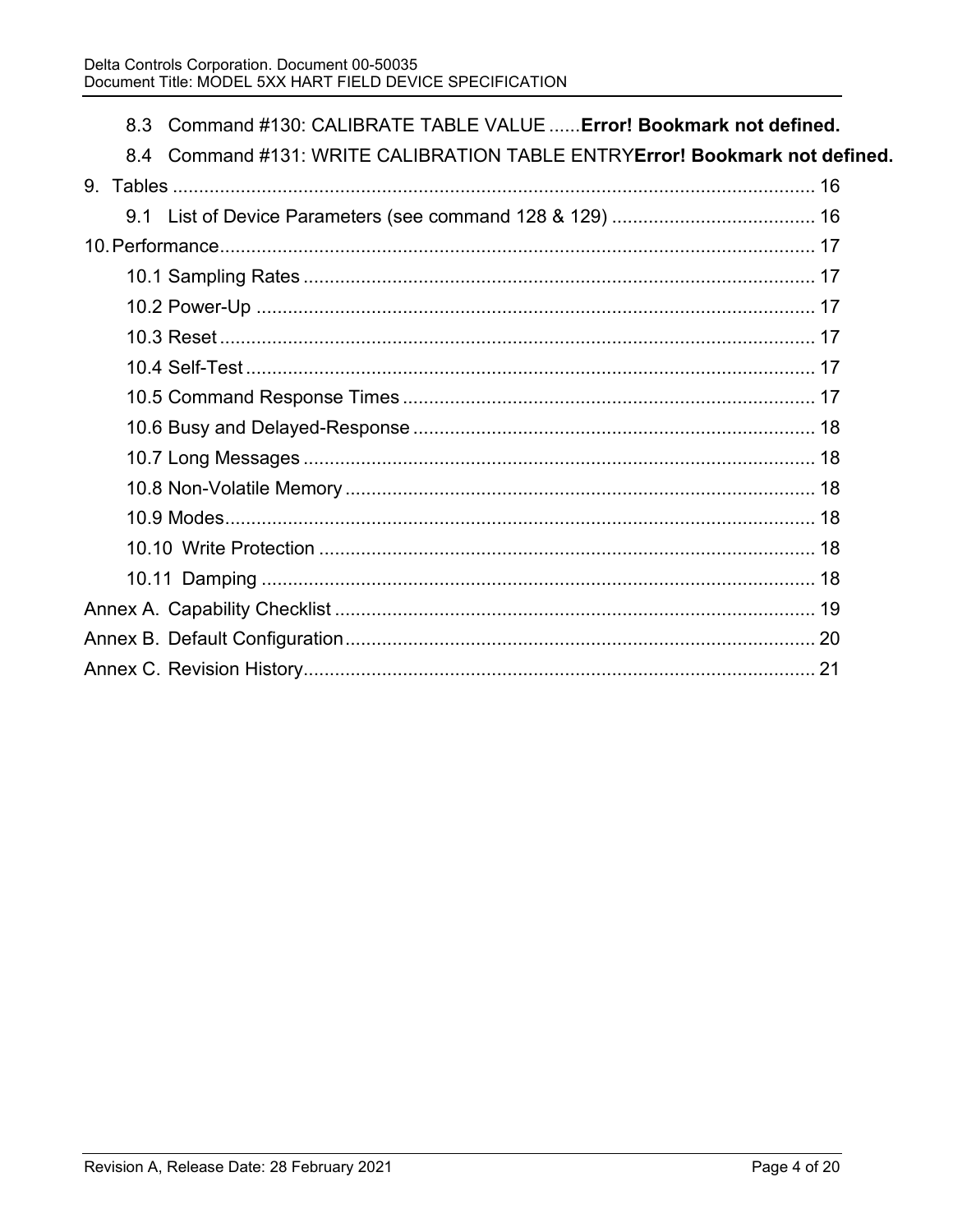8.3 Command #130: CALIBRATE TABLE VALUE ......**Error! Bookmark not defined.**

8.4 Command #131: WRITE CALIBRATION TABLE ENTRY**Error! Bookmark not defined.**

9. Tables ........................................................................................................ 16

9.1 List of Device Parameters (see command 128 & 129) ....................................... 16

10. Performance................................................................................................ 17

10.1 Sampling Rates ......................................................................................... 17

10.2 Power-Up ................................................................................................. 17

10.3 Reset ........................................................................................................ 17

10.4 Self-Test ................................................................................................... 17

10.5 Command Response Times ....................................................................... 17

10.6 Busy and Delayed-Response ..................................................................... 18

10.7 Long Messages ......................................................................................... 18

10.8 Non-Volatile Memory ................................................................................. 18

10.9 Modes ....................................................................................................... 18

10.10 Write Protection ....................................................................................... 18

10.11 Damping .................................................................................................. 18

Annex A. Capability Checklist ........................................................................... 19

Annex B. Default Configuration .......................................................................... 20

Annex C. Revision History.................................................................................. 21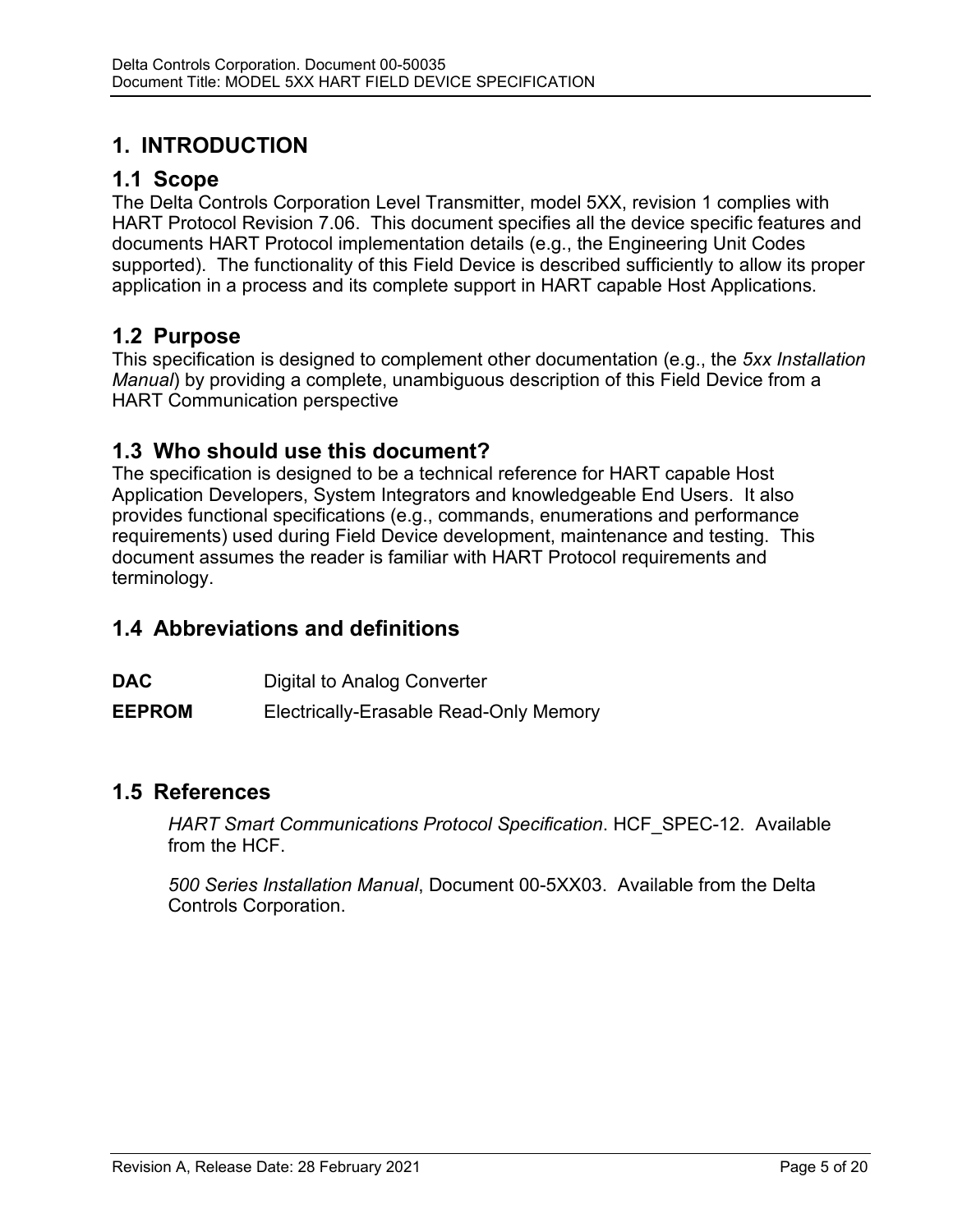# 1. INTRODUCTION

## 1.1 Scope

The Delta Controls Corporation Level Transmitter, model 5XX, revision 1 complies with HART Protocol Revision 7.06. This document specifies all the device specific features and documents HART Protocol implementation details (e.g., the Engineering Unit Codes supported). The functionality of this Field Device is described sufficiently to allow its proper application in a process and its complete support in HART capable Host Applications.

## 1.2 Purpose

This specification is designed to complement other documentation (e.g., the *5xx Installation Manual*) by providing a complete, unambiguous description of this Field Device from a HART Communication perspective

## 1.3 Who should use this document?

The specification is designed to be a technical reference for HART capable Host Application Developers, System Integrators and knowledgeable End Users. It also provides functional specifications (e.g., commands, enumerations and performance requirements) used during Field Device development, maintenance and testing. This document assumes the reader is familiar with HART Protocol requirements and terminology.

## 1.4 Abbreviations and definitions

| | |
|---|---|
| **DAC** | Digital to Analog Converter |
| **EEPROM** | Electrically-Erasable Read-Only Memory |

## 1.5 References

*HART Smart Communications Protocol Specification*. HCF_SPEC-12. Available from the HCF.

*500 Series Installation Manual*, Document 00-5XX03. Available from the Delta Controls Corporation.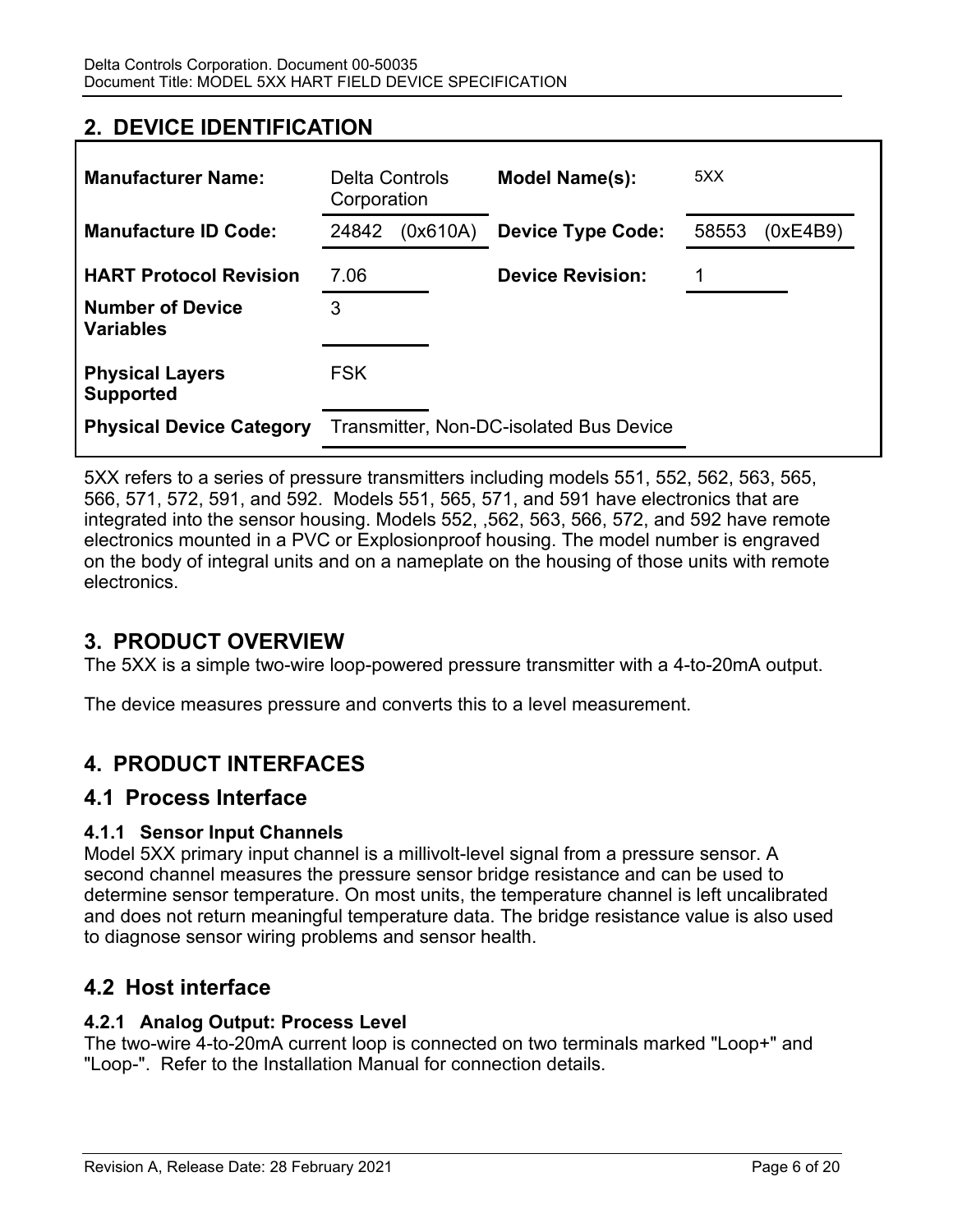## 2. DEVICE IDENTIFICATION

| | | | |
|---|---|---|---|
| **Manufacturer Name:** | Delta Controls Corporation | **Model Name(s):** | 5XX |
| **Manufacture ID Code:** | 24842 (0x610A) | **Device Type Code:** | 58553 (0xE4B9) |
| **HART Protocol Revision** | 7.06 | **Device Revision:** | 1 |
| **Number of Device Variables** | 3 | | |
| **Physical Layers Supported** | FSK | | |
| **Physical Device Category** | Transmitter, Non-DC-isolated Bus Device | | |

5XX refers to a series of pressure transmitters including models 551, 552, 562, 563, 565, 566, 571, 572, 591, and 592. Models 551, 565, 571, and 591 have electronics that are integrated into the sensor housing. Models 552, ,562, 563, 566, 572, and 592 have remote electronics mounted in a PVC or Explosionproof housing. The model number is engraved on the body of integral units and on a nameplate on the housing of those units with remote electronics.

## 3. PRODUCT OVERVIEW

The 5XX is a simple two-wire loop-powered pressure transmitter with a 4-to-20mA output.

The device measures pressure and converts this to a level measurement.

## 4. PRODUCT INTERFACES

### 4.1 Process Interface

#### 4.1.1 Sensor Input Channels

Model 5XX primary input channel is a millivolt-level signal from a pressure sensor. A second channel measures the pressure sensor bridge resistance and can be used to determine sensor temperature. On most units, the temperature channel is left uncalibrated and does not return meaningful temperature data. The bridge resistance value is also used to diagnose sensor wiring problems and sensor health.

### 4.2 Host interface

#### 4.2.1 Analog Output: Process Level

The two-wire 4-to-20mA current loop is connected on two terminals marked "Loop+" and "Loop-". Refer to the Installation Manual for connection details.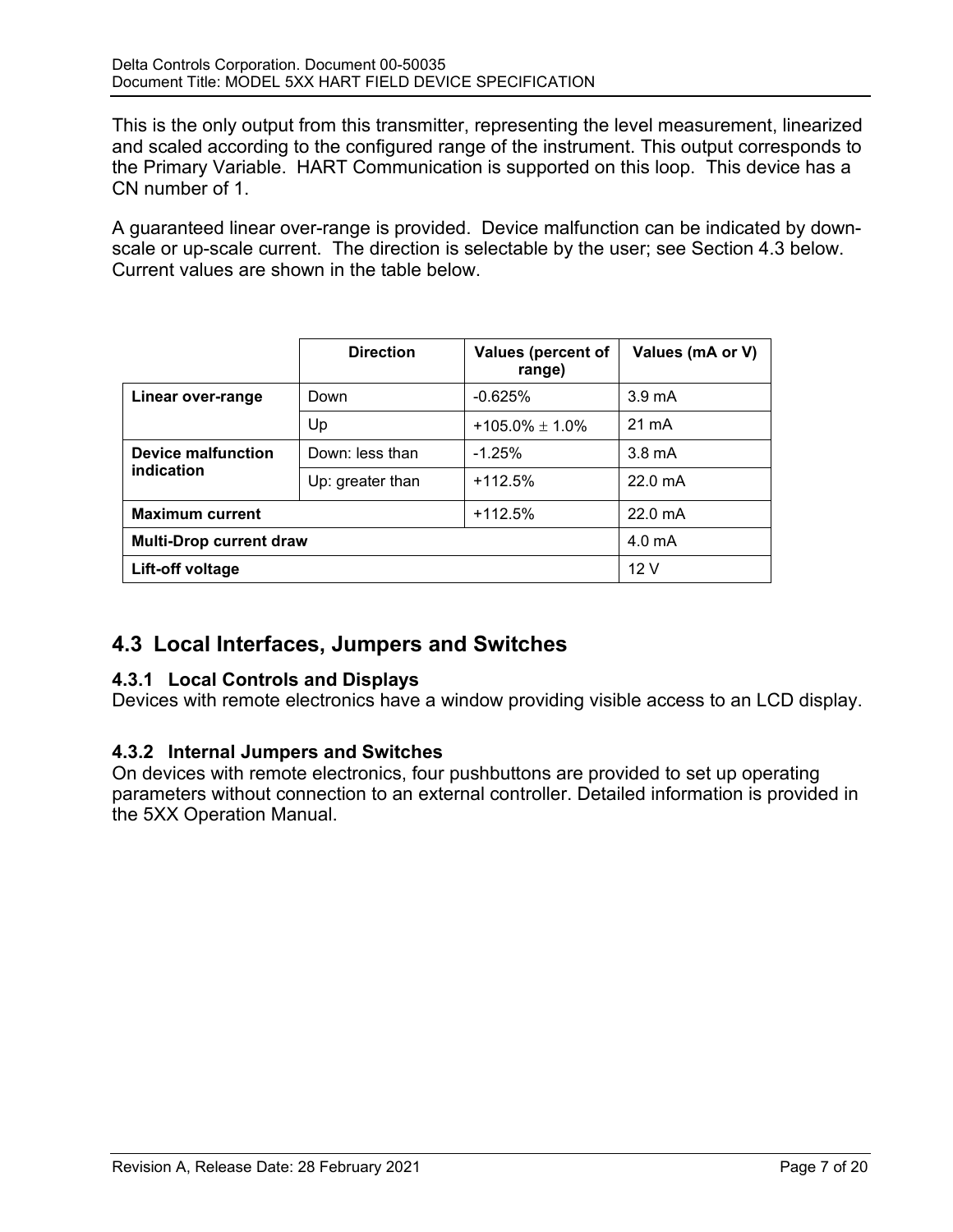This is the only output from this transmitter, representing the level measurement, linearized and scaled according to the configured range of the instrument. This output corresponds to the Primary Variable. HART Communication is supported on this loop. This device has a CN number of 1.

A guaranteed linear over-range is provided. Device malfunction can be indicated by down-scale or up-scale current. The direction is selectable by the user; see Section 4.3 below. Current values are shown in the table below.

| | Direction | Values (percent of range) | Values (mA or V) |
|---|---|---|---|
| **Linear over-range** | Down | -0.625% | 3.9 mA |
| | Up | +105.0% ± 1.0% | 21 mA |
| **Device malfunction indication** | Down: less than | -1.25% | 3.8 mA |
| | Up: greater than | +112.5% | 22.0 mA |
| **Maximum current** | | +112.5% | 22.0 mA |
| **Multi-Drop current draw** | | | 4.0 mA |
| **Lift-off voltage** | | | 12 V |

## 4.3 Local Interfaces, Jumpers and Switches

### 4.3.1 Local Controls and Displays

Devices with remote electronics have a window providing visible access to an LCD display.

### 4.3.2 Internal Jumpers and Switches

On devices with remote electronics, four pushbuttons are provided to set up operating parameters without connection to an external controller. Detailed information is provided in the 5XX Operation Manual.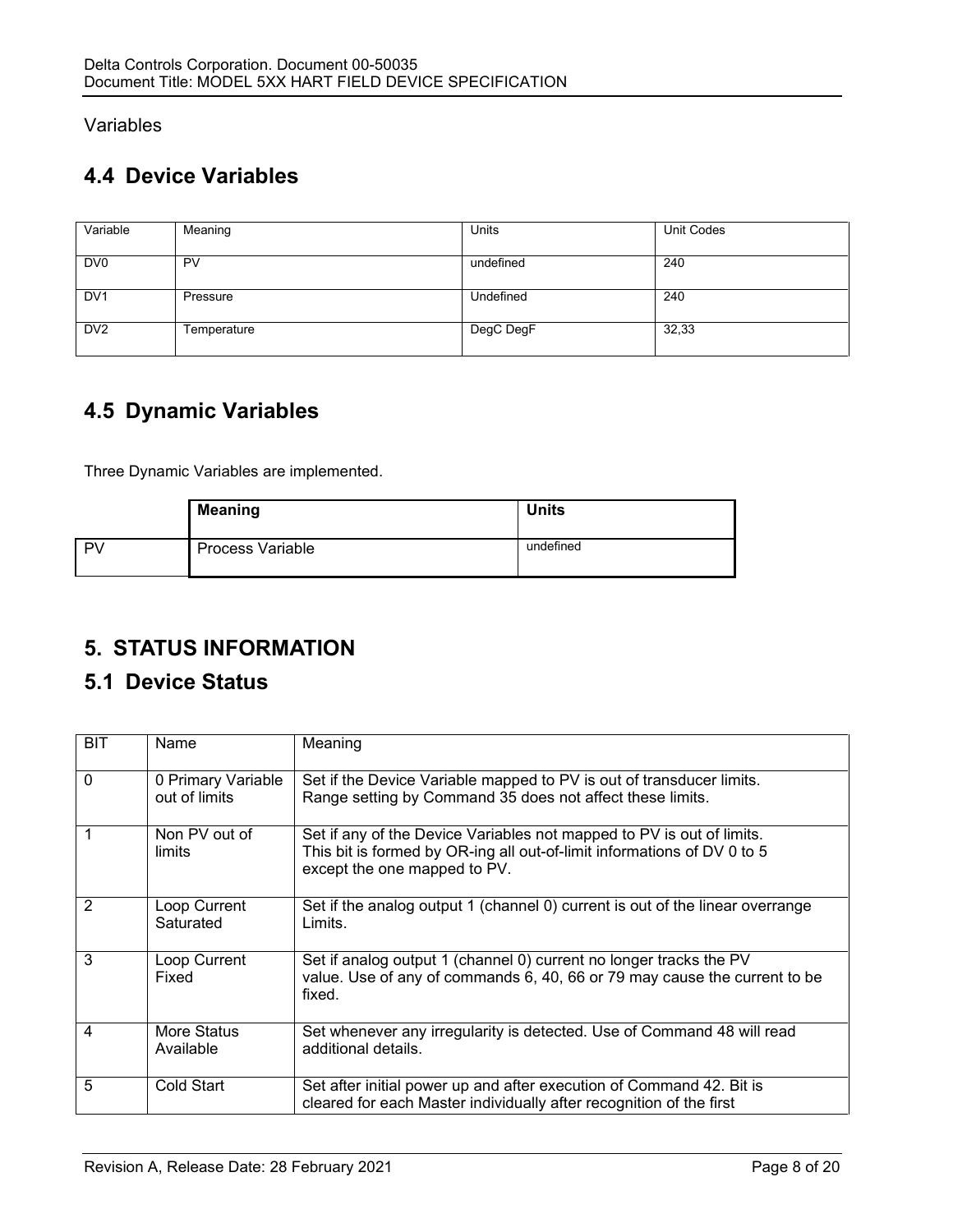Variables

## 4.4 Device Variables

| Variable | Meaning | Units | Unit Codes |
|---|---|---|---|
| DV0 | PV | undefined | 240 |
| DV1 | Pressure | Undefined | 240 |
| DV2 | Temperature | DegC DegF | 32,33 |

## 4.5 Dynamic Variables

Three Dynamic Variables are implemented.

| | **Meaning** | **Units** |
|---|---|---|
| PV | Process Variable | undefined |

# 5. STATUS INFORMATION

## 5.1 Device Status

| BIT | Name | Meaning |
|---|---|---|
| 0 | 0 Primary Variable out of limits | Set if the Device Variable mapped to PV is out of transducer limits. Range setting by Command 35 does not affect these limits. |
| 1 | Non PV out of limits | Set if any of the Device Variables not mapped to PV is out of limits. This bit is formed by OR-ing all out-of-limit informations of DV 0 to 5 except the one mapped to PV. |
| 2 | Loop Current Saturated | Set if the analog output 1 (channel 0) current is out of the linear overrange Limits. |
| 3 | Loop Current Fixed | Set if analog output 1 (channel 0) current no longer tracks the PV value. Use of any of commands 6, 40, 66 or 79 may cause the current to be fixed. |
| 4 | More Status Available | Set whenever any irregularity is detected. Use of Command 48 will read additional details. |
| 5 | Cold Start | Set after initial power up and after execution of Command 42. Bit is cleared for each Master individually after recognition of the first |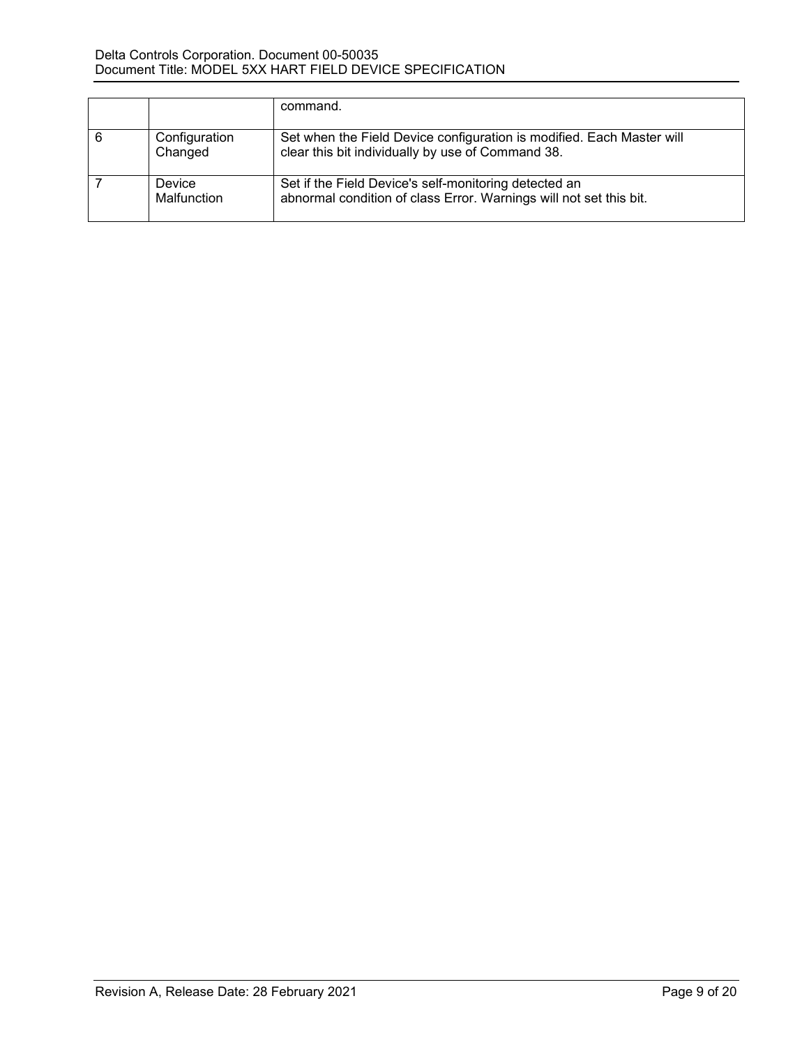| | | |
|---|---|---|
| | | command. |
| 6 | Configuration Changed | Set when the Field Device configuration is modified. Each Master will clear this bit individually by use of Command 38. |
| 7 | Device Malfunction | Set if the Field Device's self-monitoring detected an abnormal condition of class Error. Warnings will not set this bit. |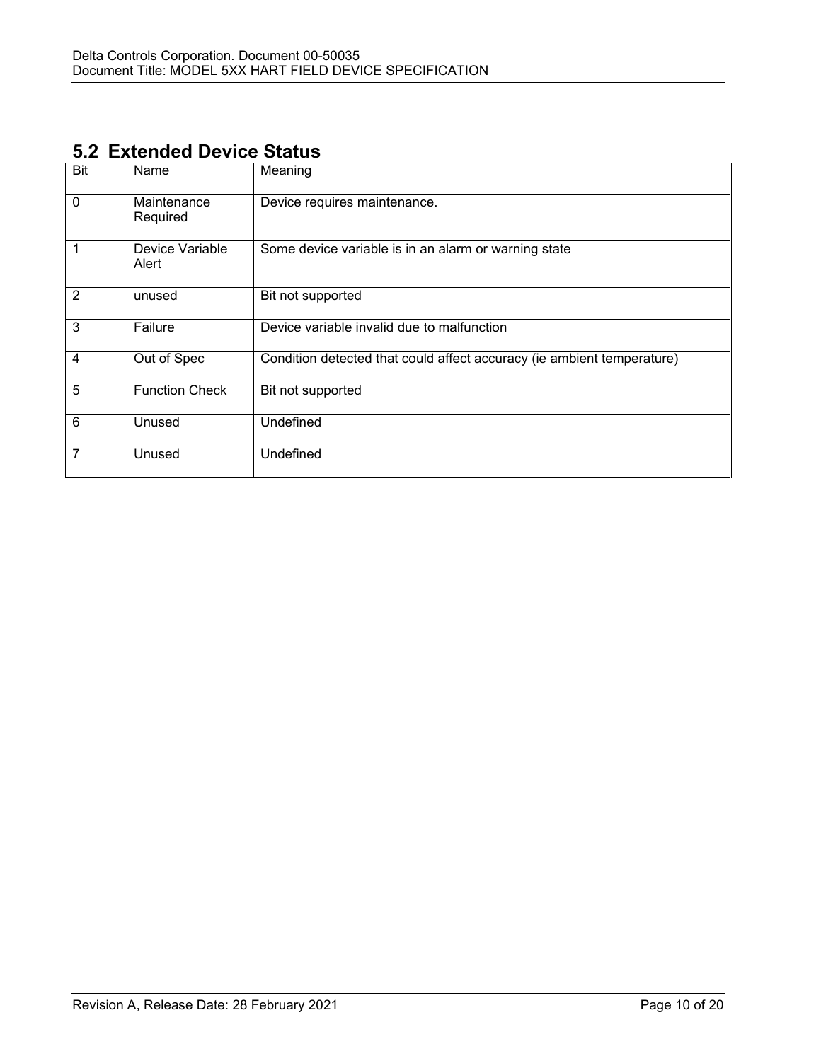## 5.2 Extended Device Status

| Bit | Name | Meaning |
| --- | --- | --- |
| 0 | Maintenance Required | Device requires maintenance. |
| 1 | Device Variable Alert | Some device variable is in an alarm or warning state |
| 2 | unused | Bit not supported |
| 3 | Failure | Device variable invalid due to malfunction |
| 4 | Out of Spec | Condition detected that could affect accuracy (ie ambient temperature) |
| 5 | Function Check | Bit not supported |
| 6 | Unused | Undefined |
| 7 | Unused | Undefined |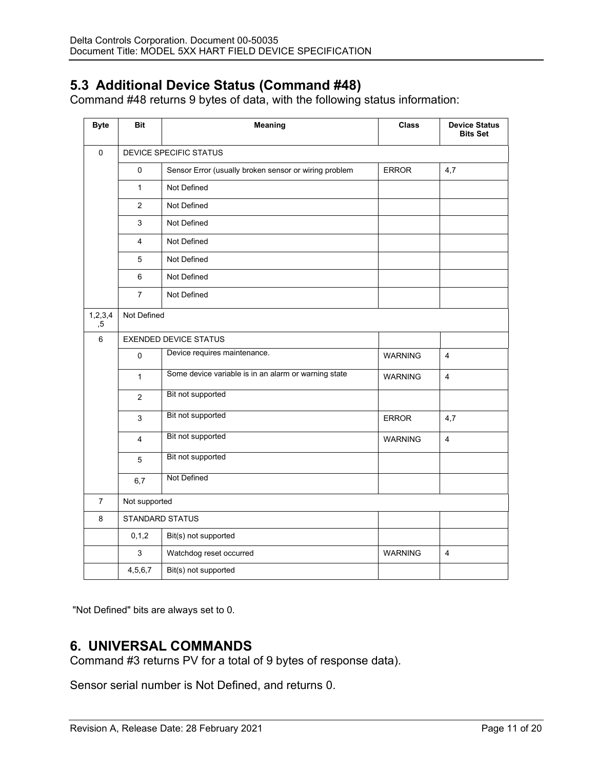## 5.3 Additional Device Status (Command #48)

Command #48 returns 9 bytes of data, with the following status information:

| Byte | Bit | Meaning | Class | Device Status Bits Set |
|---|---|---|---|---|
| 0 | DEVICE SPECIFIC STATUS | | | |
| | 0 | Sensor Error (usually broken sensor or wiring problem | ERROR | 4,7 |
| | 1 | Not Defined | | |
| | 2 | Not Defined | | |
| | 3 | Not Defined | | |
| | 4 | Not Defined | | |
| | 5 | Not Defined | | |
| | 6 | Not Defined | | |
| | 7 | Not Defined | | |
| 1,2,3,4,5 | Not Defined | | | |
| 6 | EXENDED DEVICE STATUS | | | |
| | 0 | Device requires maintenance. | WARNING | 4 |
| | 1 | Some device variable is in an alarm or warning state | WARNING | 4 |
| | 2 | Bit not supported | | |
| | 3 | Bit not supported | ERROR | 4,7 |
| | 4 | Bit not supported | WARNING | 4 |
| | 5 | Bit not supported | | |
| | 6,7 | Not Defined | | |
| 7 | Not supported | | | |
| 8 | STANDARD STATUS | | | |
| | 0,1,2 | Bit(s) not supported | | |
| | 3 | Watchdog reset occurred | WARNING | 4 |
| | 4,5,6,7 | Bit(s) not supported | | |

"Not Defined" bits are always set to 0.

# 6. UNIVERSAL COMMANDS

Command #3 returns PV for a total of 9 bytes of response data).

Sensor serial number is Not Defined, and returns 0.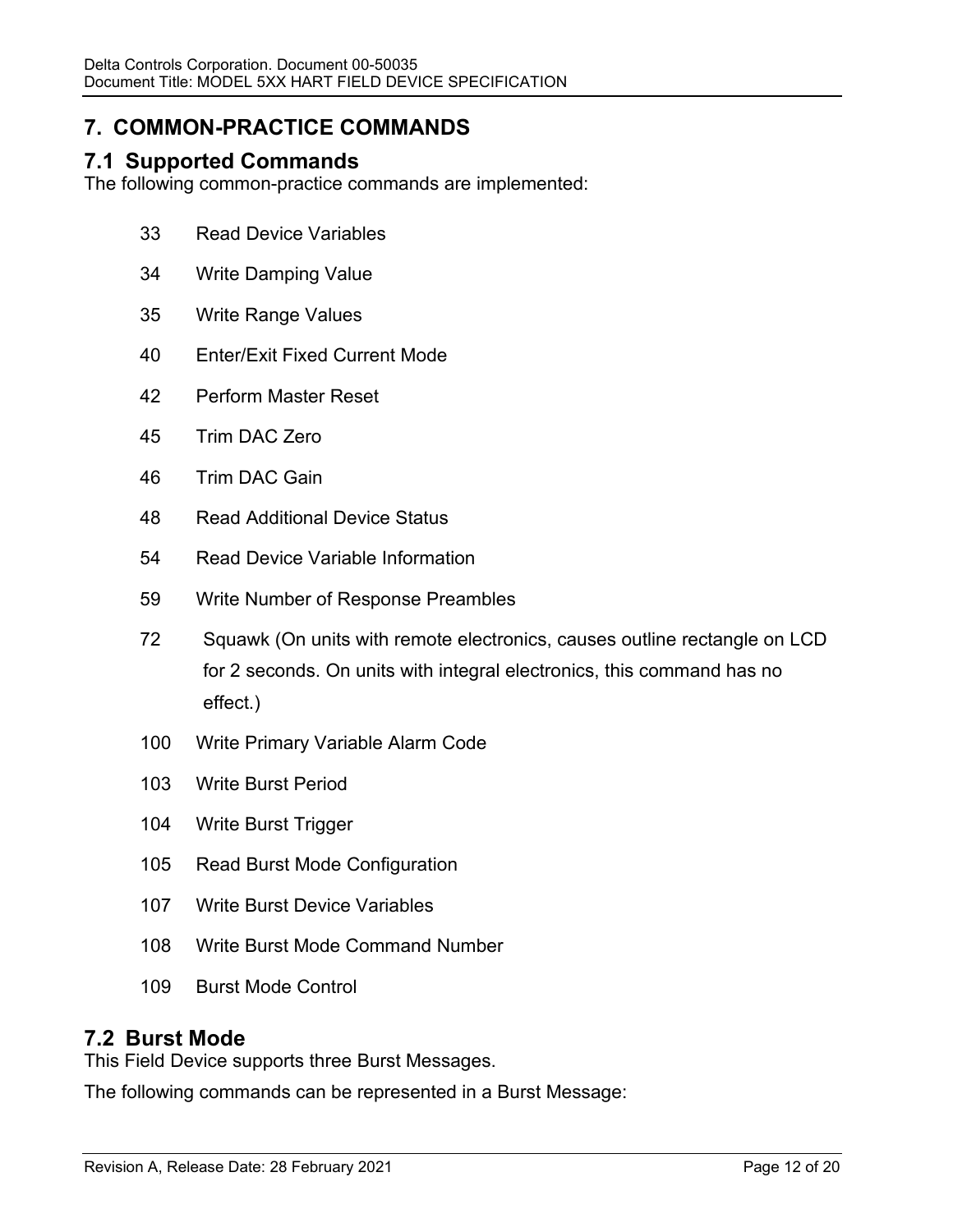# 7. COMMON-PRACTICE COMMANDS

## 7.1 Supported Commands

The following common-practice commands are implemented:

| | |
|---|---|
| 33 | Read Device Variables |
| 34 | Write Damping Value |
| 35 | Write Range Values |
| 40 | Enter/Exit Fixed Current Mode |
| 42 | Perform Master Reset |
| 45 | Trim DAC Zero |
| 46 | Trim DAC Gain |
| 48 | Read Additional Device Status |
| 54 | Read Device Variable Information |
| 59 | Write Number of Response Preambles |
| 72 | Squawk (On units with remote electronics, causes outline rectangle on LCD for 2 seconds. On units with integral electronics, this command has no effect.) |
| 100 | Write Primary Variable Alarm Code |
| 103 | Write Burst Period |
| 104 | Write Burst Trigger |
| 105 | Read Burst Mode Configuration |
| 107 | Write Burst Device Variables |
| 108 | Write Burst Mode Command Number |
| 109 | Burst Mode Control |

## 7.2 Burst Mode

This Field Device supports three Burst Messages.

The following commands can be represented in a Burst Message: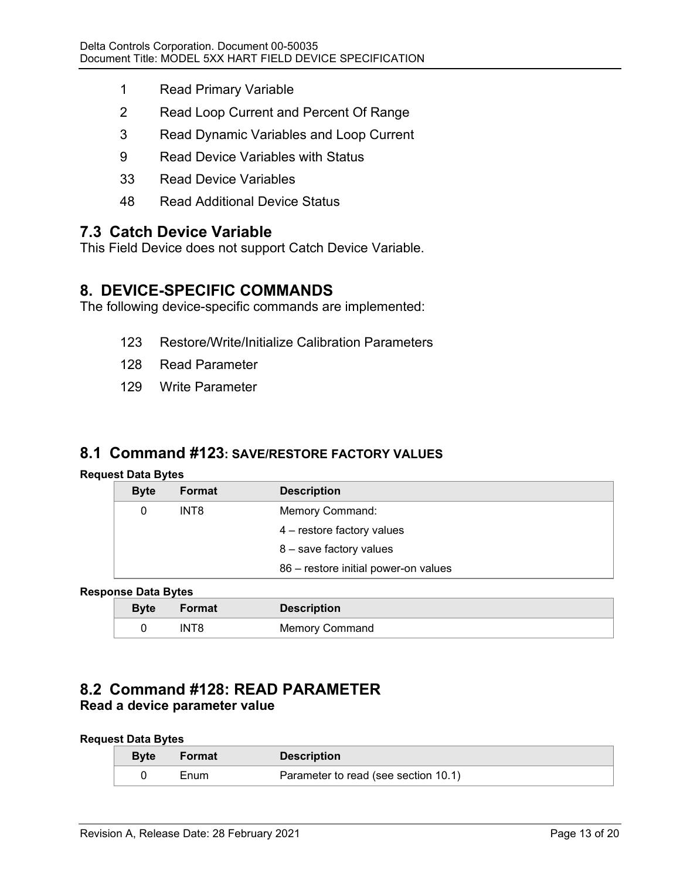1 Read Primary Variable

2 Read Loop Current and Percent Of Range

3 Read Dynamic Variables and Loop Current

9 Read Device Variables with Status

33 Read Device Variables

48 Read Additional Device Status

## 7.3 Catch Device Variable

This Field Device does not support Catch Device Variable.

# 8. DEVICE-SPECIFIC COMMANDS

The following device-specific commands are implemented:

123 Restore/Write/Initialize Calibration Parameters

128 Read Parameter

129 Write Parameter

## 8.1 Command #123: SAVE/RESTORE FACTORY VALUES

**Request Data Bytes**

| Byte | Format | Description |
|---|---|---|
| 0 | INT8 | Memory Command: |
| | | 4 – restore factory values |
| | | 8 – save factory values |
| | | 86 – restore initial power-on values |

**Response Data Bytes**

| Byte | Format | Description |
|---|---|---|
| 0 | INT8 | Memory Command |

## 8.2 Command #128: READ PARAMETER

**Read a device parameter value**

**Request Data Bytes**

| Byte | Format | Description |
|---|---|---|
| 0 | Enum | Parameter to read (see section 10.1) |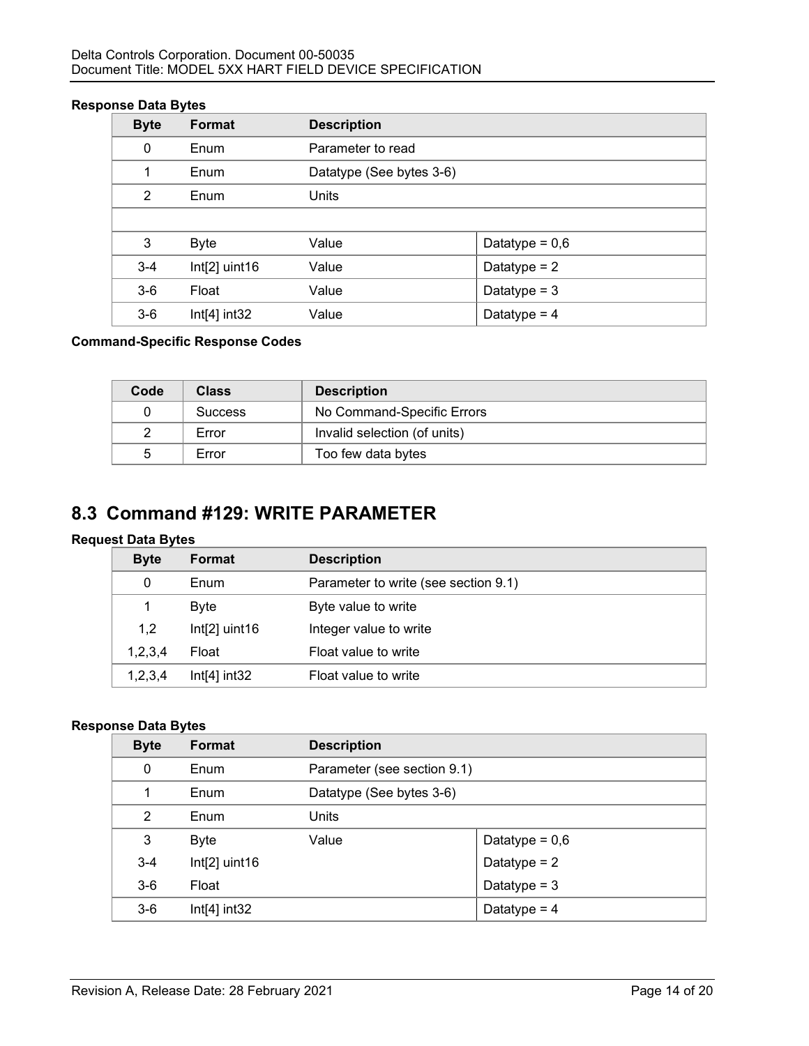**Response Data Bytes**

| Byte | Format | Description | |
|---|---|---|---|
| 0 | Enum | Parameter to read | |
| 1 | Enum | Datatype (See bytes 3-6) | |
| 2 | Enum | Units | |
| | | | |
| 3 | Byte | Value | Datatype = 0,6 |
| 3-4 | Int[2] uint16 | Value | Datatype = 2 |
| 3-6 | Float | Value | Datatype = 3 |
| 3-6 | Int[4] int32 | Value | Datatype = 4 |

**Command-Specific Response Codes**

| Code | Class | Description |
|---|---|---|
| 0 | Success | No Command-Specific Errors |
| 2 | Error | Invalid selection (of units) |
| 5 | Error | Too few data bytes |

## 8.3 Command #129: WRITE PARAMETER

**Request Data Bytes**

| Byte | Format | Description |
|---|---|---|
| 0 | Enum | Parameter to write (see section 9.1) |
| 1 | Byte | Byte value to write |
| 1,2 | Int[2] uint16 | Integer value to write |
| 1,2,3,4 | Float | Float value to write |
| 1,2,3,4 | Int[4] int32 | Float value to write |

**Response Data Bytes**

| Byte | Format | Description | |
|---|---|---|---|
| 0 | Enum | Parameter (see section 9.1) | |
| 1 | Enum | Datatype (See bytes 3-6) | |
| 2 | Enum | Units | |
| 3 | Byte | Value | Datatype = 0,6 |
| 3-4 | Int[2] uint16 | | Datatype = 2 |
| 3-6 | Float | | Datatype = 3 |
| 3-6 | Int[4] int32 | | Datatype = 4 |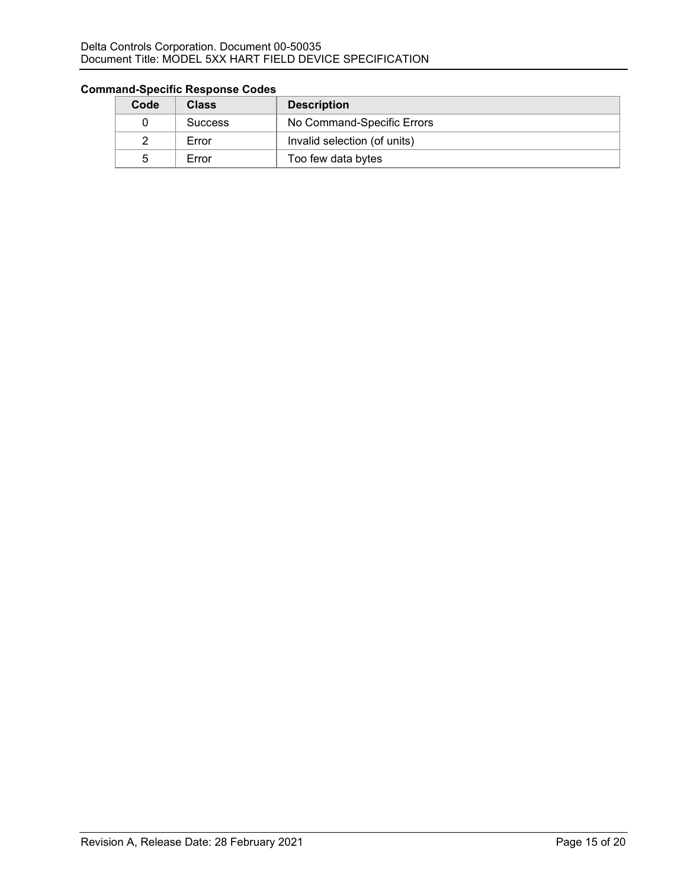**Command-Specific Response Codes**

| Code | Class | Description |
| --- | --- | --- |
| 0 | Success | No Command-Specific Errors |
| 2 | Error | Invalid selection (of units) |
| 5 | Error | Too few data bytes |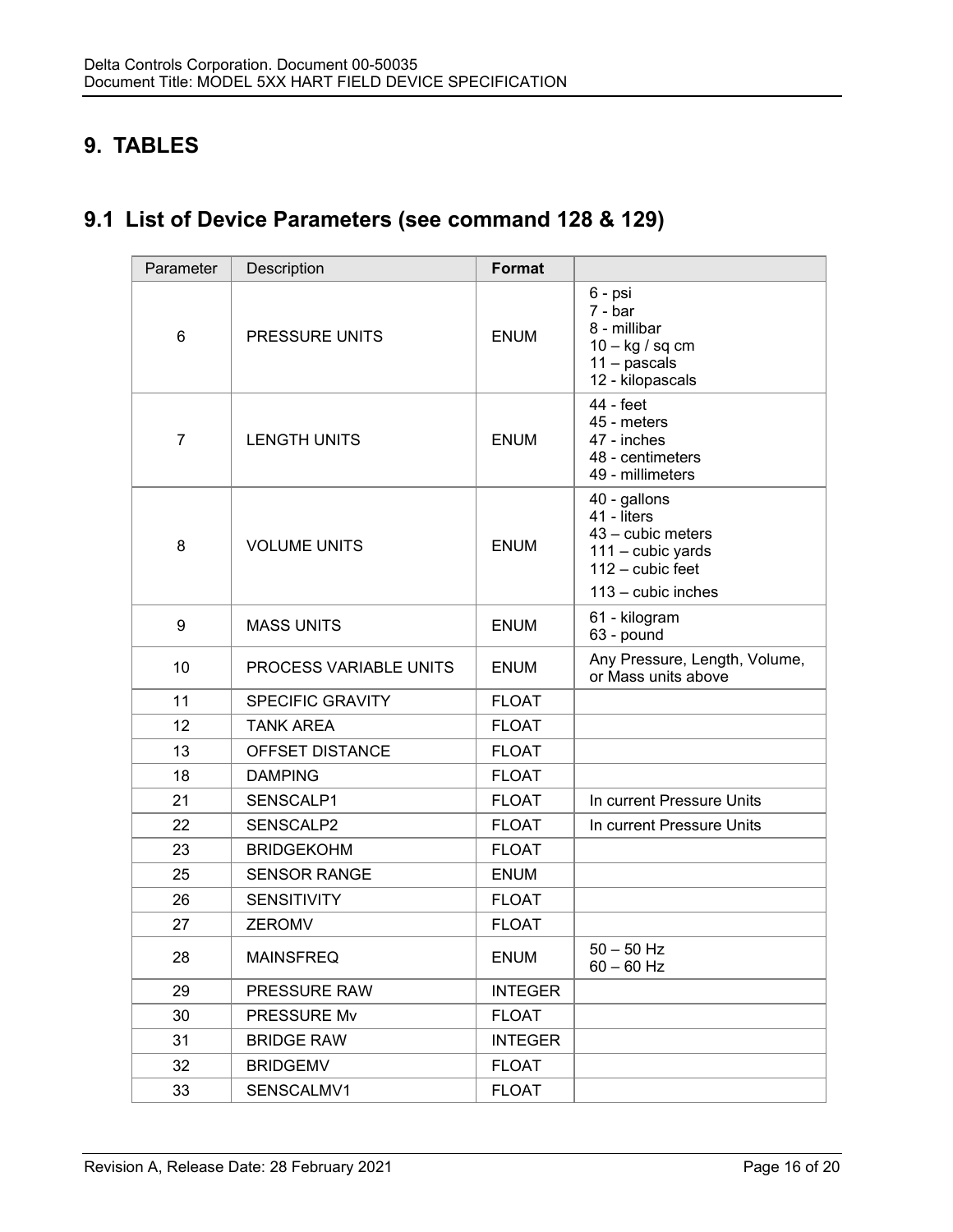# 9. TABLES

## 9.1 List of Device Parameters (see command 128 & 129)

| Parameter | Description | **Format** | |
|---|---|---|---|
| 6 | PRESSURE UNITS | ENUM | 6 - psi<br>7 - bar<br>8 - millibar<br>10 – kg / sq cm<br>11 – pascals<br>12 - kilopascals |
| 7 | LENGTH UNITS | ENUM | 44 - feet<br>45 - meters<br>47 - inches<br>48 - centimeters<br>49 - millimeters |
| 8 | VOLUME UNITS | ENUM | 40 - gallons<br>41 - liters<br>43 – cubic meters<br>111 – cubic yards<br>112 – cubic feet<br>113 – cubic inches |
| 9 | MASS UNITS | ENUM | 61 - kilogram<br>63 - pound |
| 10 | PROCESS VARIABLE UNITS | ENUM | Any Pressure, Length, Volume, or Mass units above |
| 11 | SPECIFIC GRAVITY | FLOAT | |
| 12 | TANK AREA | FLOAT | |
| 13 | OFFSET DISTANCE | FLOAT | |
| 18 | DAMPING | FLOAT | |
| 21 | SENSCALP1 | FLOAT | In current Pressure Units |
| 22 | SENSCALP2 | FLOAT | In current Pressure Units |
| 23 | BRIDGEKOHM | FLOAT | |
| 25 | SENSOR RANGE | ENUM | |
| 26 | SENSITIVITY | FLOAT | |
| 27 | ZEROMV | FLOAT | |
| 28 | MAINSFREQ | ENUM | 50 – 50 Hz<br>60 – 60 Hz |
| 29 | PRESSURE RAW | INTEGER | |
| 30 | PRESSURE Mv | FLOAT | |
| 31 | BRIDGE RAW | INTEGER | |
| 32 | BRIDGEMV | FLOAT | |
| 33 | SENSCALMV1 | FLOAT | |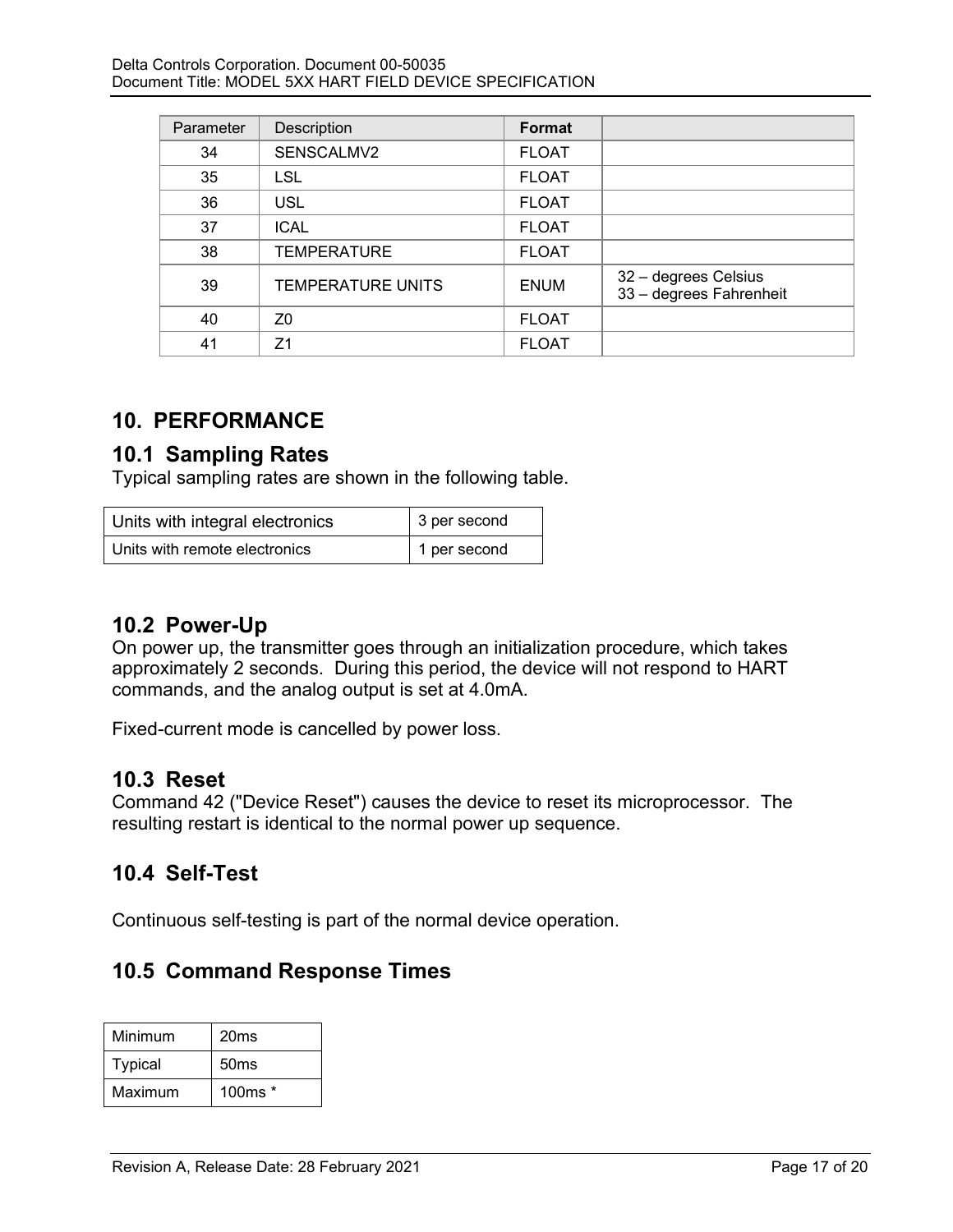| Parameter | Description | **Format** | |
|---|---|---|---|
| 34 | SENSCALMV2 | FLOAT | |
| 35 | LSL | FLOAT | |
| 36 | USL | FLOAT | |
| 37 | ICAL | FLOAT | |
| 38 | TEMPERATURE | FLOAT | |
| 39 | TEMPERATURE UNITS | ENUM | 32 – degrees Celsius<br>33 – degrees Fahrenheit |
| 40 | Z0 | FLOAT | |
| 41 | Z1 | FLOAT | |

# 10. PERFORMANCE

## 10.1 Sampling Rates

Typical sampling rates are shown in the following table.

| Units with integral electronics | 3 per second |
|---|---|
| Units with remote electronics | 1 per second |

## 10.2 Power-Up

On power up, the transmitter goes through an initialization procedure, which takes approximately 2 seconds. During this period, the device will not respond to HART commands, and the analog output is set at 4.0mA.

Fixed-current mode is cancelled by power loss.

## 10.3 Reset

Command 42 ("Device Reset") causes the device to reset its microprocessor. The resulting restart is identical to the normal power up sequence.

## 10.4 Self-Test

Continuous self-testing is part of the normal device operation.

## 10.5 Command Response Times

| Minimum | 20ms |
|---|---|
| Typical | 50ms |
| Maximum | 100ms * |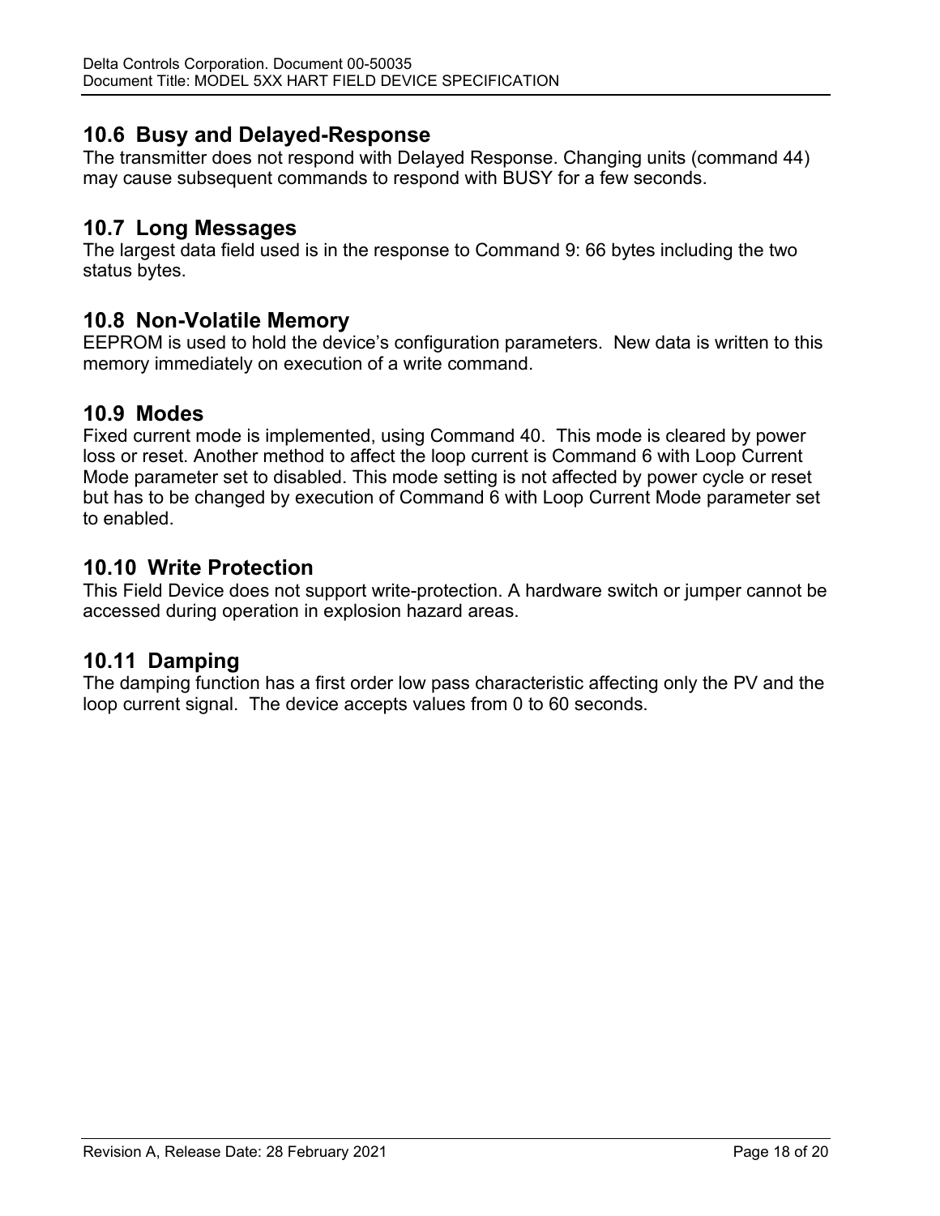## 10.6 Busy and Delayed-Response

The transmitter does not respond with Delayed Response. Changing units (command 44) may cause subsequent commands to respond with BUSY for a few seconds.

## 10.7 Long Messages

The largest data field used is in the response to Command 9: 66 bytes including the two status bytes.

## 10.8 Non-Volatile Memory

EEPROM is used to hold the device's configuration parameters. New data is written to this memory immediately on execution of a write command.

## 10.9 Modes

Fixed current mode is implemented, using Command 40. This mode is cleared by power loss or reset. Another method to affect the loop current is Command 6 with Loop Current Mode parameter set to disabled. This mode setting is not affected by power cycle or reset but has to be changed by execution of Command 6 with Loop Current Mode parameter set to enabled.

## 10.10 Write Protection

This Field Device does not support write-protection. A hardware switch or jumper cannot be accessed during operation in explosion hazard areas.

## 10.11 Damping

The damping function has a first order low pass characteristic affecting only the PV and the loop current signal. The device accepts values from 0 to 60 seconds.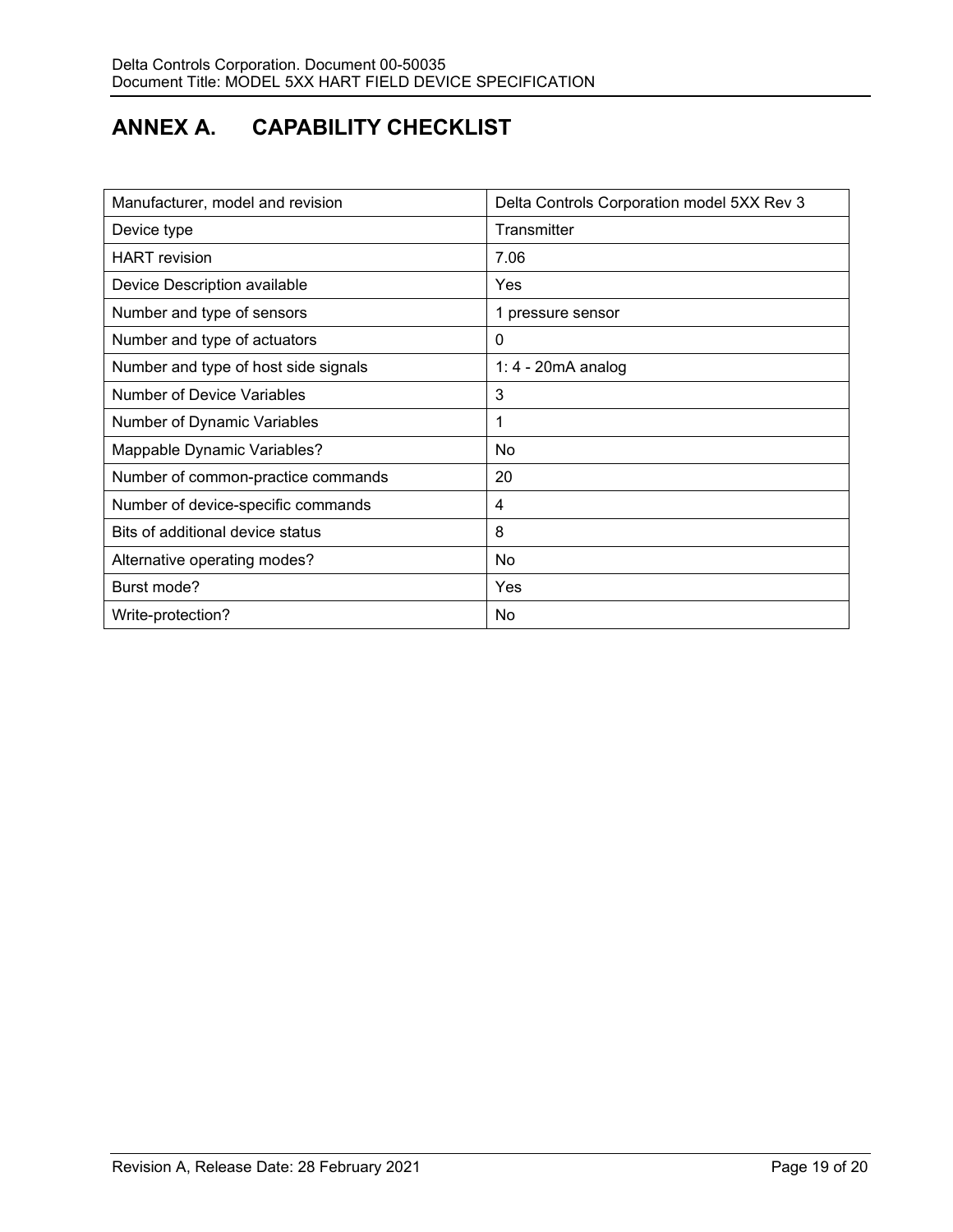# ANNEX A. CAPABILITY CHECKLIST

| Manufacturer, model and revision | Delta Controls Corporation model 5XX Rev 3 |
|---|---|
| Device type | Transmitter |
| HART revision | 7.06 |
| Device Description available | Yes |
| Number and type of sensors | 1 pressure sensor |
| Number and type of actuators | 0 |
| Number and type of host side signals | 1: 4 - 20mA analog |
| Number of Device Variables | 3 |
| Number of Dynamic Variables | 1 |
| Mappable Dynamic Variables? | No |
| Number of common-practice commands | 20 |
| Number of device-specific commands | 4 |
| Bits of additional device status | 8 |
| Alternative operating modes? | No |
| Burst mode? | Yes |
| Write-protection? | No |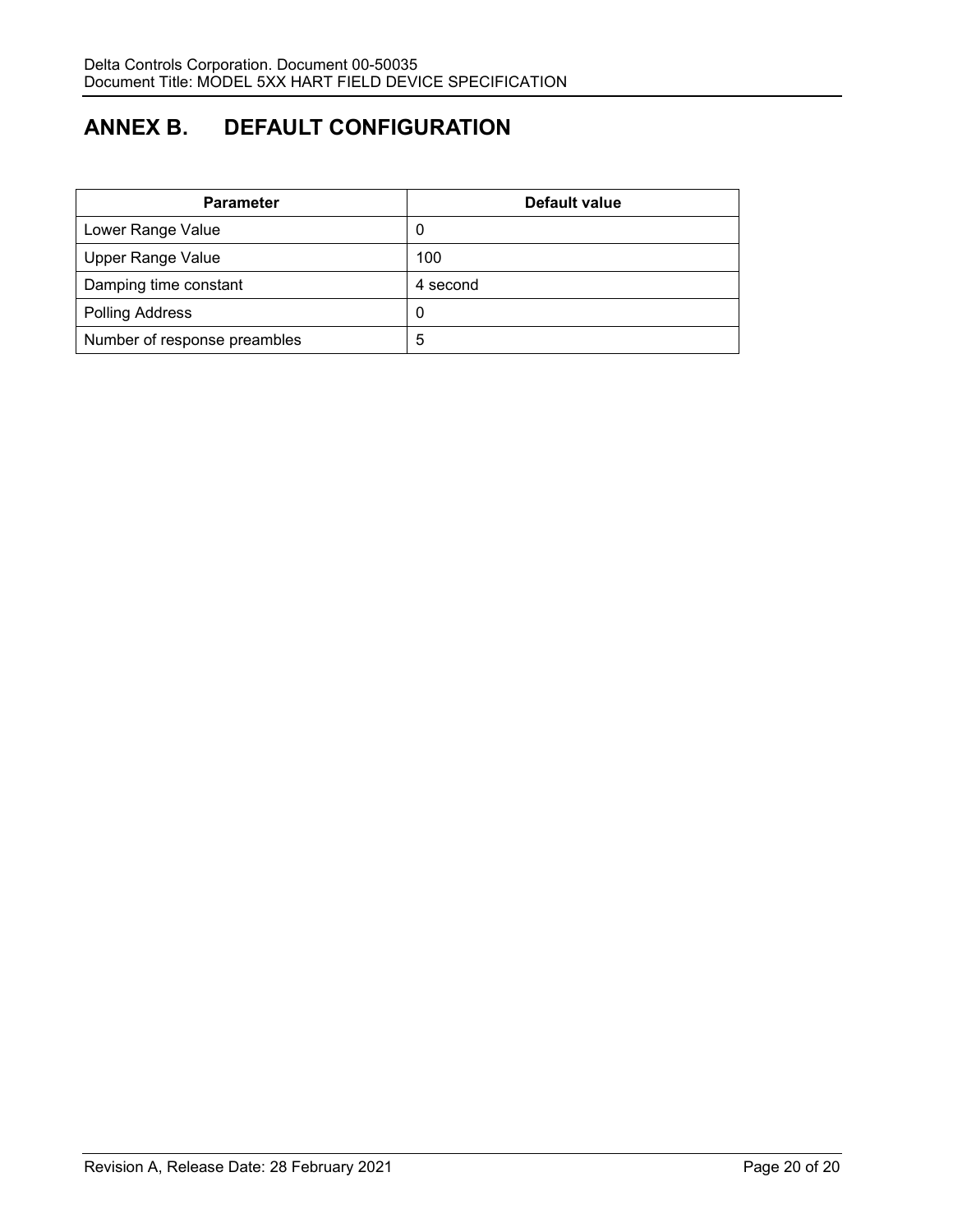# ANNEX B. DEFAULT CONFIGURATION

| Parameter | Default value |
|---|---|
| Lower Range Value | 0 |
| Upper Range Value | 100 |
| Damping time constant | 4 second |
| Polling Address | 0 |
| Number of response preambles | 5 |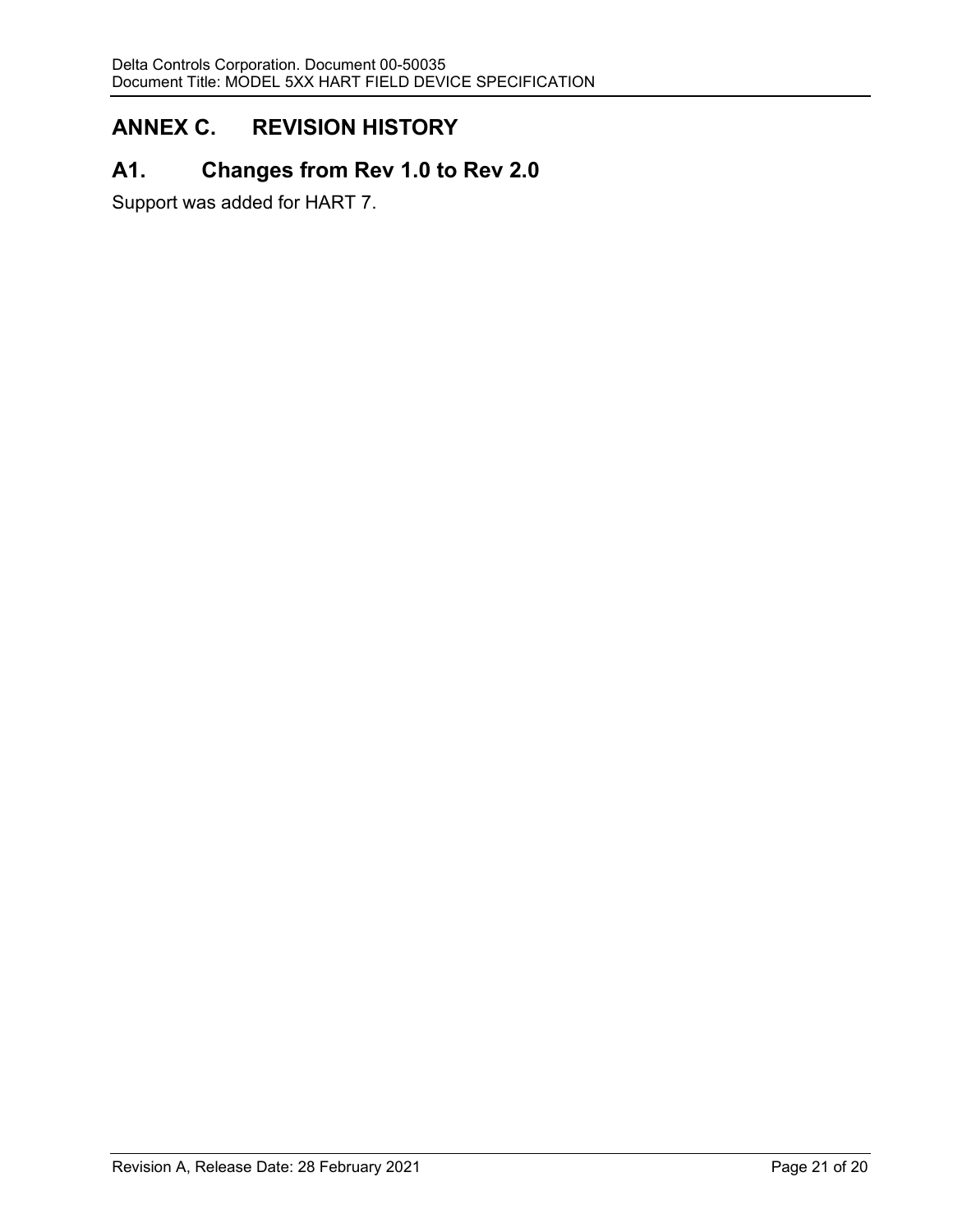# ANNEX C. REVISION HISTORY

## A1. Changes from Rev 1.0 to Rev 2.0

Support was added for HART 7.